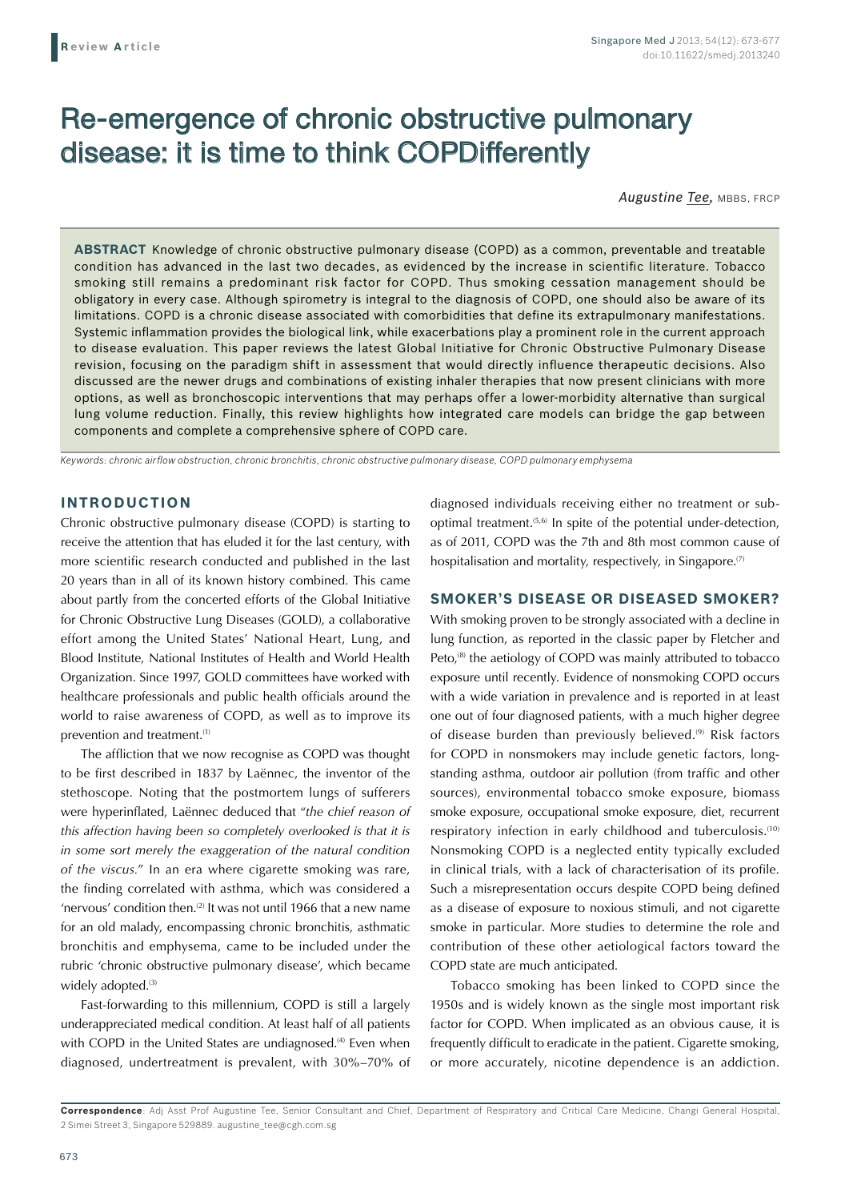Review Article

# Re-emergence of chronic obstructive pulmonary disease: it is time to think COPDifferently

*Augustine Tee*, MBBS, FRCP

**ABSTRACT** Knowledge of chronic obstructive pulmonary disease (COPD) as a common, preventable and treatable condition has advanced in the last two decades, as evidenced by the increase in scientific literature. Tobacco smoking still remains a predominant risk factor for COPD. Thus smoking cessation management should be obligatory in every case. Although spirometry is integral to the diagnosis of COPD, one should also be aware of its limitations. COPD is a chronic disease associated with comorbidities that define its extrapulmonary manifestations. Systemic inflammation provides the biological link, while exacerbations play a prominent role in the current approach to disease evaluation. This paper reviews the latest Global Initiative for Chronic Obstructive Pulmonary Disease revision, focusing on the paradigm shift in assessment that would directly influence therapeutic decisions. Also discussed are the newer drugs and combinations of existing inhaler therapies that now present clinicians with more options, as well as bronchoscopic interventions that may perhaps offer a lower-morbidity alternative than surgical lung volume reduction. Finally, this review highlights how integrated care models can bridge the gap between components and complete a comprehensive sphere of COPD care.

*Keywords: chronic airflow obstruction, chronic bronchitis, chronic obstructive pulmonary disease, COPD pulmonary emphysema*

## INTRODUCTION

Chronic obstructive pulmonary disease (COPD) is starting to receive the attention that has eluded it for the last century, with more scientific research conducted and published in the last 20 years than in all of its known history combined. This came about partly from the concerted efforts of the Global Initiative for Chronic Obstructive Lung Diseases (GOLD), a collaborative effort among the United States' National Heart, Lung, and Blood Institute, National Institutes of Health and World Health Organization. Since 1997, GOLD committees have worked with healthcare professionals and public health officials around the world to raise awareness of COPD, as well as to improve its prevention and treatment.[1]

The affliction that we now recognise as COPD was thought to be first described in 1837 by Laënnec, the inventor of the stethoscope. Noting that the postmortem lungs of sufferers were hyperinflated, Laënnec deduced that "*the chief reason of this affection having been so completely overlooked is that it is in some sort merely the exaggeration of the natural condition of the viscus.*" In an era where cigarette smoking was rare, the finding correlated with asthma, which was considered a 'nervous' condition then.[2] It was not until 1966 that a new name for an old malady, encompassing chronic bronchitis, asthmatic bronchitis and emphysema, came to be included under the rubric 'chronic obstructive pulmonary disease', which became widely adopted.[3]

Fast-forwarding to this millennium, COPD is still a largely underappreciated medical condition. At least half of all patients with COPD in the United States are undiagnosed.[4] Even when diagnosed, undertreatment is prevalent, with 30%–70% of diagnosed individuals receiving either no treatment or sub-optimal treatment.[5,6] In spite of the potential under-detection, as of 2011, COPD was the 7th and 8th most common cause of hospitalisation and mortality, respectively, in Singapore.[7]

## SMOKER'S DISEASE OR DISEASED SMOKER?

With smoking proven to be strongly associated with a decline in lung function, as reported in the classic paper by Fletcher and Peto,[8] the aetiology of COPD was mainly attributed to tobacco exposure until recently. Evidence of nonsmoking COPD occurs with a wide variation in prevalence and is reported in at least one out of four diagnosed patients, with a much higher degree of disease burden than previously believed.[9] Risk factors for COPD in nonsmokers may include genetic factors, long-standing asthma, outdoor air pollution (from traffic and other sources), environmental tobacco smoke exposure, biomass smoke exposure, occupational smoke exposure, diet, recurrent respiratory infection in early childhood and tuberculosis.[10] Nonsmoking COPD is a neglected entity typically excluded in clinical trials, with a lack of characterisation of its profile. Such a misrepresentation occurs despite COPD being defined as a disease of exposure to noxious stimuli, and not cigarette smoke in particular. More studies to determine the role and contribution of these other aetiological factors toward the COPD state are much anticipated.

Tobacco smoking has been linked to COPD since the 1950s and is widely known as the single most important risk factor for COPD. When implicated as an obvious cause, it is frequently difficult to eradicate in the patient. Cigarette smoking, or more accurately, nicotine dependence is an addiction.

**Correspondence**: Adj Asst Prof Augustine Tee, Senior Consultant and Chief, Department of Respiratory and Critical Care Medicine, Changi General Hospital, 2 Simei Street 3, Singapore 529889. augustine_tee@cgh.com.sg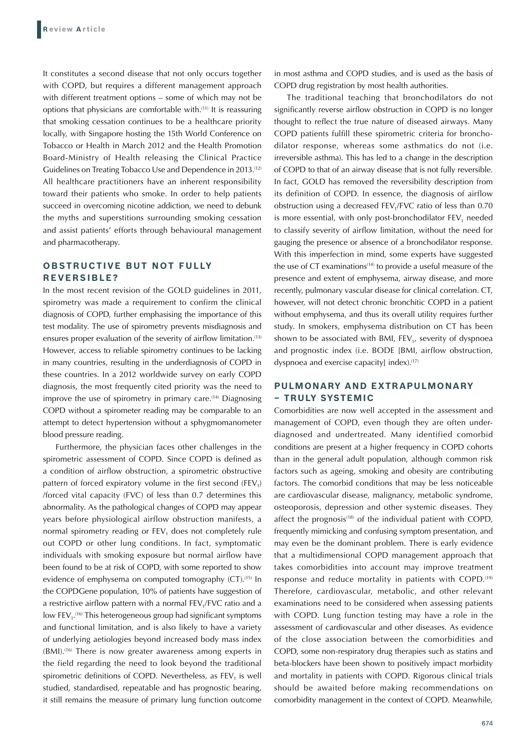It constitutes a second disease that not only occurs together with COPD, but requires a different management approach with different treatment options – some of which may not be options that physicians are comfortable with.[11] It is reassuring that smoking cessation continues to be a healthcare priority locally, with Singapore hosting the 15th World Conference on Tobacco or Health in March 2012 and the Health Promotion Board-Ministry of Health releasing the Clinical Practice Guidelines on Treating Tobacco Use and Dependence in 2013.[12] All healthcare practitioners have an inherent responsibility toward their patients who smoke. In order to help patients succeed in overcoming nicotine addiction, we need to debunk the myths and superstitions surrounding smoking cessation and assist patients' efforts through behavioural management and pharmacotherapy.

## OBSTRUCTIVE BUT NOT FULLY REVERSIBLE?

In the most recent revision of the GOLD guidelines in 2011, spirometry was made a requirement to confirm the clinical diagnosis of COPD, further emphasising the importance of this test modality. The use of spirometry prevents misdiagnosis and ensures proper evaluation of the severity of airflow limitation.[13] However, access to reliable spirometry continues to be lacking in many countries, resulting in the underdiagnosis of COPD in these countries. In a 2012 worldwide survey on early COPD diagnosis, the most frequently cited priority was the need to improve the use of spirometry in primary care.[14] Diagnosing COPD without a spirometer reading may be comparable to an attempt to detect hypertension without a sphygmomanometer blood pressure reading.

Furthermore, the physician faces other challenges in the spirometric assessment of COPD. Since COPD is defined as a condition of airflow obstruction, a spirometric obstructive pattern of forced expiratory volume in the first second ($FEV_1$) /forced vital capacity (FVC) of less than 0.7 determines this abnormality. As the pathological changes of COPD may appear years before physiological airflow obstruction manifests, a normal spirometry reading or $FEV_1$ does not completely rule out COPD or other lung conditions. In fact, symptomatic individuals with smoking exposure but normal airflow have been found to be at risk of COPD, with some reported to show evidence of emphysema on computed tomography (CT).[15] In the COPDGene population, 10% of patients have suggestion of a restrictive airflow pattern with a normal $FEV_1$/FVC ratio and a low $FEV_1$.[16] This heterogeneous group had significant symptoms and functional limitation, and is also likely to have a variety of underlying aetiologies beyond increased body mass index (BMI).[16] There is now greater awareness among experts in the field regarding the need to look beyond the traditional spirometric definitions of COPD. Nevertheless, as $FEV_1$ is well studied, standardised, repeatable and has prognostic bearing, it still remains the measure of primary lung function outcome in most asthma and COPD studies, and is used as the basis of COPD drug registration by most health authorities.

The traditional teaching that bronchodilators do not significantly reverse airflow obstruction in COPD is no longer thought to reflect the true nature of diseased airways. Many COPD patients fulfill these spirometric criteria for bronchodilator response, whereas some asthmatics do not (i.e. irreversible asthma). This has led to a change in the description of COPD to that of an airway disease that is not fully reversible. In fact, GOLD has removed the reversibility description from its definition of COPD. In essence, the diagnosis of airflow obstruction using a decreased $FEV_1$/FVC ratio of less than 0.70 is more essential, with only post-bronchodilator $FEV_1$ needed to classify severity of airflow limitation, without the need for gauging the presence or absence of a bronchodilator response. With this imperfection in mind, some experts have suggested the use of CT examinations[14] to provide a useful measure of the presence and extent of emphysema, airway disease, and more recently, pulmonary vascular disease for clinical correlation. CT, however, will not detect chronic bronchitic COPD in a patient without emphysema, and thus its overall utility requires further study. In smokers, emphysema distribution on CT has been shown to be associated with BMI, $FEV_1$, severity of dyspnoea and prognostic index (i.e. BODE [BMI, airflow obstruction, dyspnoea and exercise capacity] index).[17]

## PULMONARY AND EXTRAPULMONARY – TRULY SYSTEMIC

Comorbidities are now well accepted in the assessment and management of COPD, even though they are often underdiagnosed and undertreated. Many identified comorbid conditions are present at a higher frequency in COPD cohorts than in the general adult population, although common risk factors such as ageing, smoking and obesity are contributing factors. The comorbid conditions that may be less noticeable are cardiovascular disease, malignancy, metabolic syndrome, osteoporosis, depression and other systemic diseases. They affect the prognosis[18] of the individual patient with COPD, frequently mimicking and confusing symptom presentation, and may even be the dominant problem. There is early evidence that a multidimensional COPD management approach that takes comorbidities into account may improve treatment response and reduce mortality in patients with COPD.[19] Therefore, cardiovascular, metabolic, and other relevant examinations need to be considered when assessing patients with COPD. Lung function testing may have a role in the assessment of cardiovascular and other diseases. As evidence of the close association between the comorbidities and COPD, some non-respiratory drug therapies such as statins and beta-blockers have been shown to positively impact morbidity and mortality in patients with COPD. Rigorous clinical trials should be awaited before making recommendations on comorbidity management in the context of COPD. Meanwhile,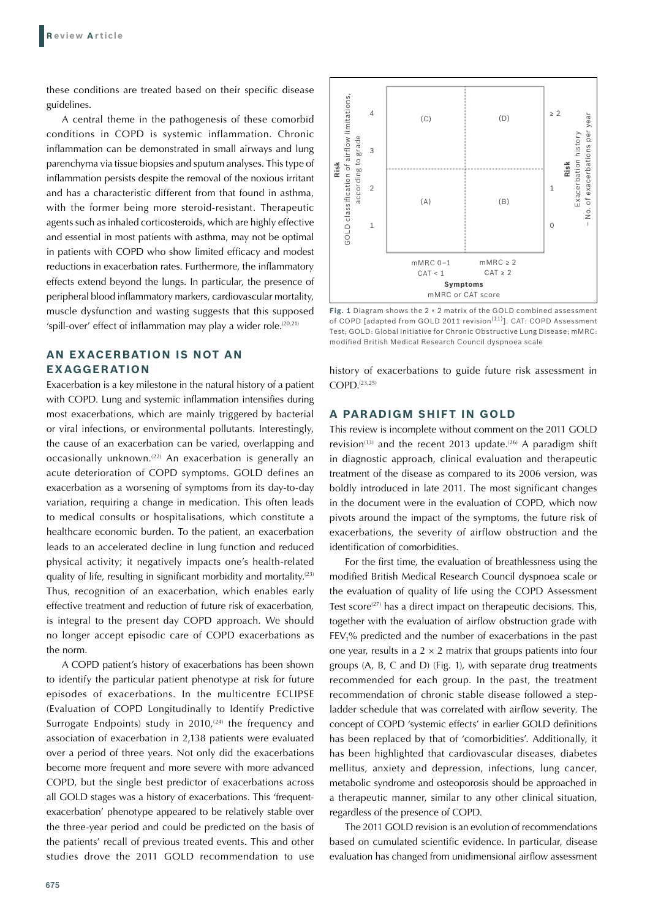these conditions are treated based on their specific disease guidelines.

A central theme in the pathogenesis of these comorbid conditions in COPD is systemic inflammation. Chronic inflammation can be demonstrated in small airways and lung parenchyma via tissue biopsies and sputum analyses. This type of inflammation persists despite the removal of the noxious irritant and has a characteristic different from that found in asthma, with the former being more steroid-resistant. Therapeutic agents such as inhaled corticosteroids, which are highly effective and essential in most patients with asthma, may not be optimal in patients with COPD who show limited efficacy and modest reductions in exacerbation rates. Furthermore, the inflammatory effects extend beyond the lungs. In particular, the presence of peripheral blood inflammatory markers, cardiovascular mortality, muscle dysfunction and wasting suggests that this supposed 'spill-over' effect of inflammation may play a wider role.[20,21]

## AN EXACERBATION IS NOT AN EXAGGERATION

Exacerbation is a key milestone in the natural history of a patient with COPD. Lung and systemic inflammation intensifies during most exacerbations, which are mainly triggered by bacterial or viral infections, or environmental pollutants. Interestingly, the cause of an exacerbation can be varied, overlapping and occasionally unknown.[22] An exacerbation is generally an acute deterioration of COPD symptoms. GOLD defines an exacerbation as a worsening of symptoms from its day-to-day variation, requiring a change in medication. This often leads to medical consults or hospitalisations, which constitute a healthcare economic burden. To the patient, an exacerbation leads to an accelerated decline in lung function and reduced physical activity; it negatively impacts one's health-related quality of life, resulting in significant morbidity and mortality.[23] Thus, recognition of an exacerbation, which enables early effective treatment and reduction of future risk of exacerbation, is integral to the present day COPD approach. We should no longer accept episodic care of COPD exacerbations as the norm.

A COPD patient's history of exacerbations has been shown to identify the particular patient phenotype at risk for future episodes of exacerbations. In the multicentre ECLIPSE (Evaluation of COPD Longitudinally to Identify Predictive Surrogate Endpoints) study in 2010,[24] the frequency and association of exacerbation in 2,138 patients were evaluated over a period of three years. Not only did the exacerbations become more frequent and more severe with more advanced COPD, but the single best predictor of exacerbations across all GOLD stages was a history of exacerbations. This 'frequent-exacerbation' phenotype appeared to be relatively stable over the three-year period and could be predicted on the basis of the patients' recall of previous treated events. This and other studies drove the 2011 GOLD recommendation to use history of exacerbations to guide future risk assessment in COPD.[23,25]

| Risk: GOLD classification of airflow limitations, according to grade | Symptoms: mMRC 0–1 / CAT < 1 | Symptoms: mMRC ≥ 2 / CAT ≥ 2 | Risk: Exacerbation history – No. of exacerbations per year |
|---|---|---|---|
| 3–4 | (C) | (D) | ≥ 2 |
| 1–2 | (A) | (B) | 0–1 |

**Fig. 1** Diagram shows the 2 × 2 matrix of the GOLD combined assessment of COPD [adapted from GOLD 2011 revision[11]]. CAT: COPD Assessment Test; GOLD: Global Initiative for Chronic Obstructive Lung Disease; mMRC: modified British Medical Research Council dyspnoea scale

## A PARADIGM SHIFT IN GOLD

This review is incomplete without comment on the 2011 GOLD revision[13] and the recent 2013 update.[26] A paradigm shift in diagnostic approach, clinical evaluation and therapeutic treatment of the disease as compared to its 2006 version, was boldly introduced in late 2011. The most significant changes in the document were in the evaluation of COPD, which now pivots around the impact of the symptoms, the future risk of exacerbations, the severity of airflow obstruction and the identification of comorbidities.

For the first time, the evaluation of breathlessness using the modified British Medical Research Council dyspnoea scale or the evaluation of quality of life using the COPD Assessment Test score[27] has a direct impact on therapeutic decisions. This, together with the evaluation of airflow obstruction grade with $FEV_1$% predicted and the number of exacerbations in the past one year, results in a 2 × 2 matrix that groups patients into four groups (A, B, C and D) (Fig. 1), with separate drug treatments recommended for each group. In the past, the treatment recommendation of chronic stable disease followed a step-ladder schedule that was correlated with airflow severity. The concept of COPD 'systemic effects' in earlier GOLD definitions has been replaced by that of 'comorbidities'. Additionally, it has been highlighted that cardiovascular diseases, diabetes mellitus, anxiety and depression, infections, lung cancer, metabolic syndrome and osteoporosis should be approached in a therapeutic manner, similar to any other clinical situation, regardless of the presence of COPD.

The 2011 GOLD revision is an evolution of recommendations based on cumulated scientific evidence. In particular, disease evaluation has changed from unidimensional airflow assessment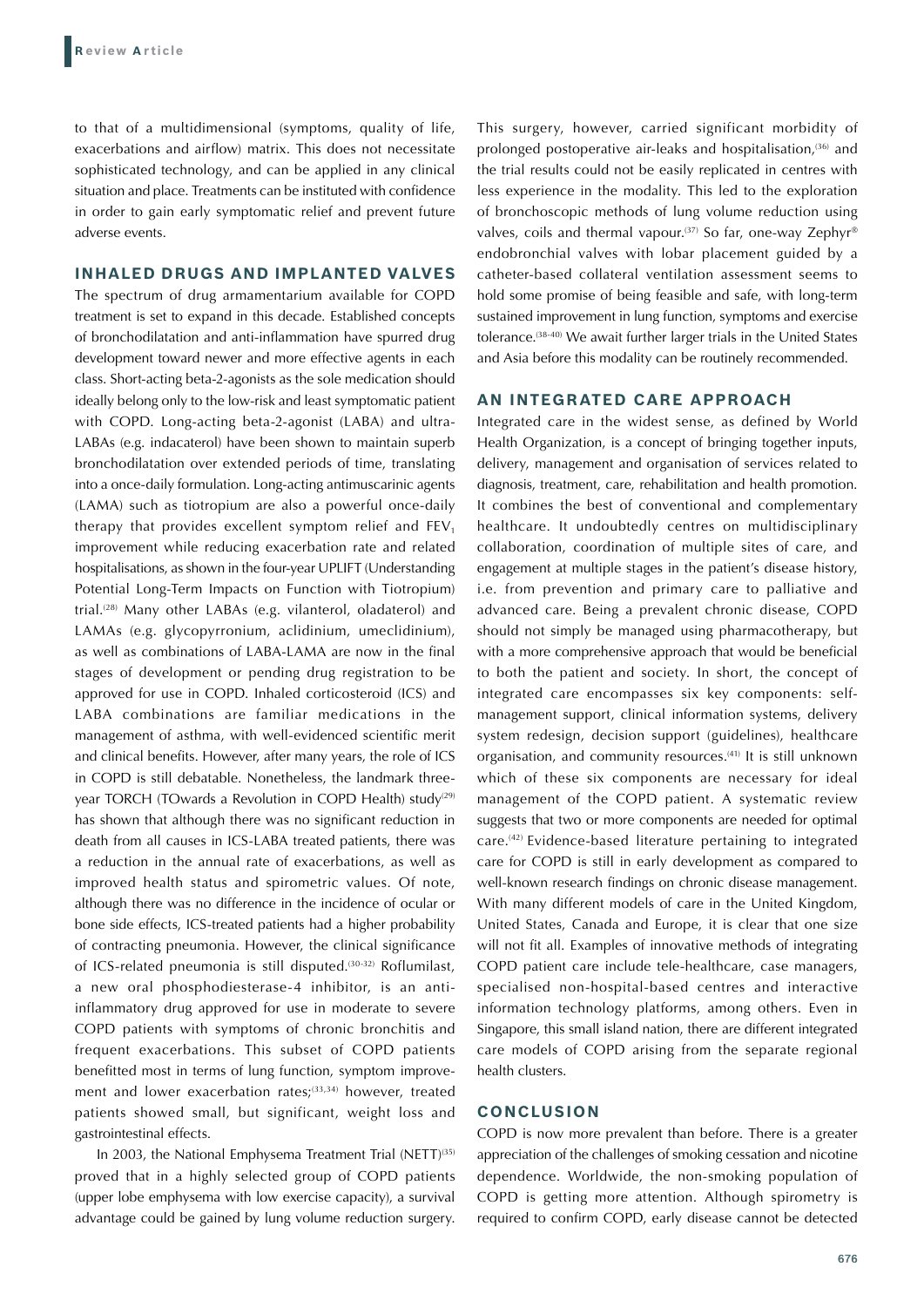to that of a multidimensional (symptoms, quality of life, exacerbations and airflow) matrix. This does not necessitate sophisticated technology, and can be applied in any clinical situation and place. Treatments can be instituted with confidence in order to gain early symptomatic relief and prevent future adverse events.

## INHALED DRUGS AND IMPLANTED VALVES

The spectrum of drug armamentarium available for COPD treatment is set to expand in this decade. Established concepts of bronchodilatation and anti-inflammation have spurred drug development toward newer and more effective agents in each class. Short-acting beta-2-agonists as the sole medication should ideally belong only to the low-risk and least symptomatic patient with COPD. Long-acting beta-2-agonist (LABA) and ultra-LABAs (e.g. indacaterol) have been shown to maintain superb bronchodilatation over extended periods of time, translating into a once-daily formulation. Long-acting antimuscarinic agents (LAMA) such as tiotropium are also a powerful once-daily therapy that provides excellent symptom relief and $FEV_1$ improvement while reducing exacerbation rate and related hospitalisations, as shown in the four-year UPLIFT (Understanding Potential Long-Term Impacts on Function with Tiotropium) trial.[28] Many other LABAs (e.g. vilanterol, oladaterol) and LAMAs (e.g. glycopyrronium, aclidinium, umeclidinium), as well as combinations of LABA-LAMA are now in the final stages of development or pending drug registration to be approved for use in COPD. Inhaled corticosteroid (ICS) and LABA combinations are familiar medications in the management of asthma, with well-evidenced scientific merit and clinical benefits. However, after many years, the role of ICS in COPD is still debatable. Nonetheless, the landmark three-year TORCH (TOwards a Revolution in COPD Health) study[29] has shown that although there was no significant reduction in death from all causes in ICS-LABA treated patients, there was a reduction in the annual rate of exacerbations, as well as improved health status and spirometric values. Of note, although there was no difference in the incidence of ocular or bone side effects, ICS-treated patients had a higher probability of contracting pneumonia. However, the clinical significance of ICS-related pneumonia is still disputed.[30-32] Roflumilast, a new oral phosphodiesterase-4 inhibitor, is an anti-inflammatory drug approved for use in moderate to severe COPD patients with symptoms of chronic bronchitis and frequent exacerbations. This subset of COPD patients benefitted most in terms of lung function, symptom improvement and lower exacerbation rates;[33,34] however, treated patients showed small, but significant, weight loss and gastrointestinal effects.

In 2003, the National Emphysema Treatment Trial (NETT)[35] proved that in a highly selected group of COPD patients (upper lobe emphysema with low exercise capacity), a survival advantage could be gained by lung volume reduction surgery. This surgery, however, carried significant morbidity of prolonged postoperative air-leaks and hospitalisation,[36] and the trial results could not be easily replicated in centres with less experience in the modality. This led to the exploration of bronchoscopic methods of lung volume reduction using valves, coils and thermal vapour.[37] So far, one-way Zephyr® endobronchial valves with lobar placement guided by a catheter-based collateral ventilation assessment seems to hold some promise of being feasible and safe, with long-term sustained improvement in lung function, symptoms and exercise tolerance.[38-40] We await further larger trials in the United States and Asia before this modality can be routinely recommended.

## AN INTEGRATED CARE APPROACH

Integrated care in the widest sense, as defined by World Health Organization, is a concept of bringing together inputs, delivery, management and organisation of services related to diagnosis, treatment, care, rehabilitation and health promotion. It combines the best of conventional and complementary healthcare. It undoubtedly centres on multidisciplinary collaboration, coordination of multiple sites of care, and engagement at multiple stages in the patient's disease history, i.e. from prevention and primary care to palliative and advanced care. Being a prevalent chronic disease, COPD should not simply be managed using pharmacotherapy, but with a more comprehensive approach that would be beneficial to both the patient and society. In short, the concept of integrated care encompasses six key components: self-management support, clinical information systems, delivery system redesign, decision support (guidelines), healthcare organisation, and community resources.[41] It is still unknown which of these six components are necessary for ideal management of the COPD patient. A systematic review suggests that two or more components are needed for optimal care.[42] Evidence-based literature pertaining to integrated care for COPD is still in early development as compared to well-known research findings on chronic disease management. With many different models of care in the United Kingdom, United States, Canada and Europe, it is clear that one size will not fit all. Examples of innovative methods of integrating COPD patient care include tele-healthcare, case managers, specialised non-hospital-based centres and interactive information technology platforms, among others. Even in Singapore, this small island nation, there are different integrated care models of COPD arising from the separate regional health clusters.

## CONCLUSION

COPD is now more prevalent than before. There is a greater appreciation of the challenges of smoking cessation and nicotine dependence. Worldwide, the non-smoking population of COPD is getting more attention. Although spirometry is required to confirm COPD, early disease cannot be detected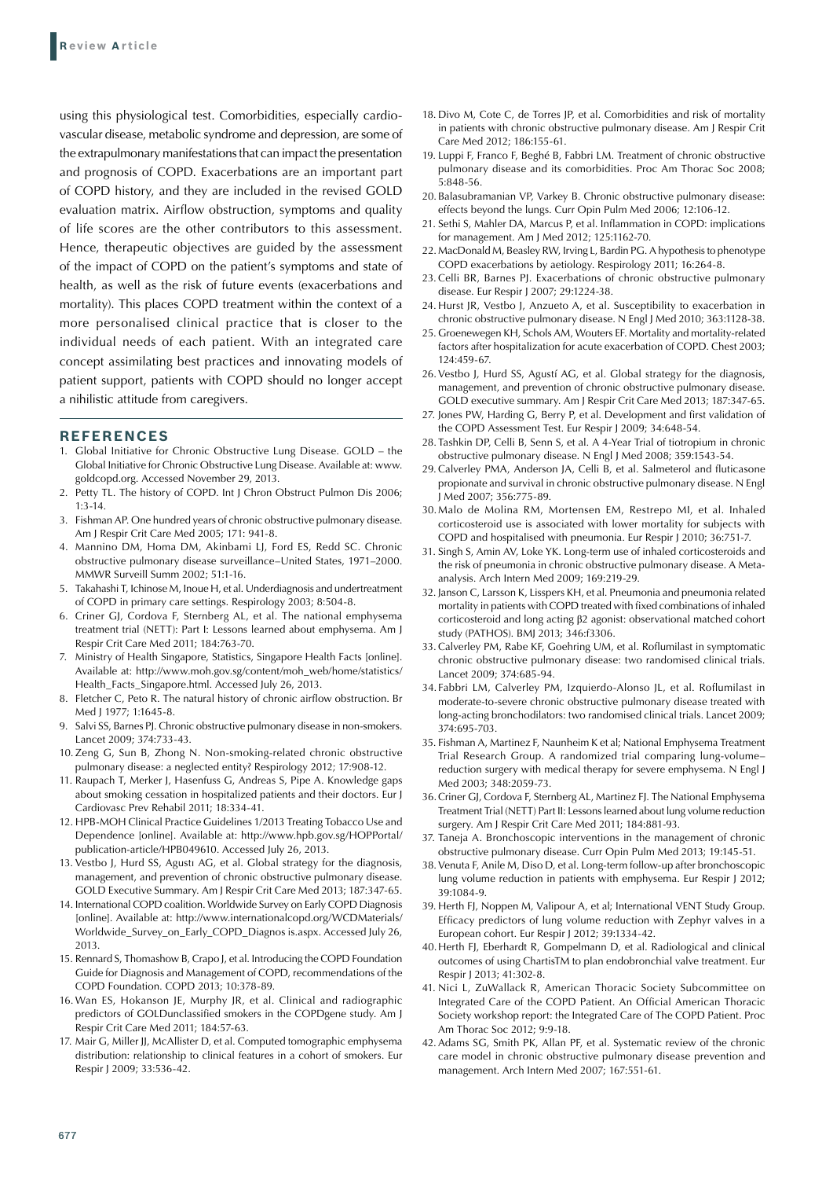using this physiological test. Comorbidities, especially cardiovascular disease, metabolic syndrome and depression, are some of the extrapulmonary manifestations that can impact the presentation and prognosis of COPD. Exacerbations are an important part of COPD history, and they are included in the revised GOLD evaluation matrix. Airflow obstruction, symptoms and quality of life scores are the other contributors to this assessment. Hence, therapeutic objectives are guided by the assessment of the impact of COPD on the patient's symptoms and state of health, as well as the risk of future events (exacerbations and mortality). This places COPD treatment within the context of a more personalised clinical practice that is closer to the individual needs of each patient. With an integrated care concept assimilating best practices and innovating models of patient support, patients with COPD should no longer accept a nihilistic attitude from caregivers.

## REFERENCES

1. Global Initiative for Chronic Obstructive Lung Disease. GOLD – the Global Initiative for Chronic Obstructive Lung Disease. Available at: www.goldcopd.org. Accessed November 29, 2013.
2. Petty TL. The history of COPD. Int J Chron Obstruct Pulmon Dis 2006; 1:3-14.
3. Fishman AP. One hundred years of chronic obstructive pulmonary disease. Am J Respir Crit Care Med 2005; 171: 941-8.
4. Mannino DM, Homa DM, Akinbami LJ, Ford ES, Redd SC. Chronic obstructive pulmonary disease surveillance–United States, 1971–2000. MMWR Surveill Summ 2002; 51:1-16.
5. Takahashi T, Ichinose M, Inoue H, et al. Underdiagnosis and undertreatment of COPD in primary care settings. Respirology 2003; 8:504-8.
6. Criner GJ, Cordova F, Sternberg AL, et al. The national emphysema treatment trial (NETT): Part I: Lessons learned about emphysema. Am J Respir Crit Care Med 2011; 184:763-70.
7. Ministry of Health Singapore, Statistics, Singapore Health Facts [online]. Available at: http://www.moh.gov.sg/content/moh_web/home/statistics/Health_Facts_Singapore.html. Accessed July 26, 2013.
8. Fletcher C, Peto R. The natural history of chronic airflow obstruction. Br Med J 1977; 1:1645-8.
9. Salvi SS, Barnes PJ. Chronic obstructive pulmonary disease in non-smokers. Lancet 2009; 374:733-43.
10. Zeng G, Sun B, Zhong N. Non-smoking-related chronic obstructive pulmonary disease: a neglected entity? Respirology 2012; 17:908-12.
11. Raupach T, Merker J, Hasenfuss G, Andreas S, Pipe A. Knowledge gaps about smoking cessation in hospitalized patients and their doctors. Eur J Cardiovasc Prev Rehabil 2011; 18:334-41.
12. HPB-MOH Clinical Practice Guidelines 1/2013 Treating Tobacco Use and Dependence [online]. Available at: http://www.hpb.gov.sg/HOPPortal/publication-article/HPB049610. Accessed July 26, 2013.
13. Vestbo J, Hurd SS, Agustı AG, et al. Global strategy for the diagnosis, management, and prevention of chronic obstructive pulmonary disease. GOLD Executive Summary. Am J Respir Crit Care Med 2013; 187:347-65.
14. International COPD coalition. Worldwide Survey on Early COPD Diagnosis [online]. Available at: http://www.internationalcopd.org/WCDMaterials/Worldwide_Survey_on_Early_COPD_Diagnos is.aspx. Accessed July 26, 2013.
15. Rennard S, Thomashow B, Crapo J, et al. Introducing the COPD Foundation Guide for Diagnosis and Management of COPD, recommendations of the COPD Foundation. COPD 2013; 10:378-89.
16. Wan ES, Hokanson JE, Murphy JR, et al. Clinical and radiographic predictors of GOLDunclassified smokers in the COPDgene study. Am J Respir Crit Care Med 2011; 184:57-63.
17. Mair G, Miller JJ, McAllister D, et al. Computed tomographic emphysema distribution: relationship to clinical features in a cohort of smokers. Eur Respir J 2009; 33:536-42.
18. Divo M, Cote C, de Torres JP, et al. Comorbidities and risk of mortality in patients with chronic obstructive pulmonary disease. Am J Respir Crit Care Med 2012; 186:155-61.
19. Luppi F, Franco F, Beghé B, Fabbri LM. Treatment of chronic obstructive pulmonary disease and its comorbidities. Proc Am Thorac Soc 2008; 5:848-56.
20. Balasubramanian VP, Varkey B. Chronic obstructive pulmonary disease: effects beyond the lungs. Curr Opin Pulm Med 2006; 12:106-12.
21. Sethi S, Mahler DA, Marcus P, et al. Inflammation in COPD: implications for management. Am J Med 2012; 125:1162-70.
22. MacDonald M, Beasley RW, Irving L, Bardin PG. A hypothesis to phenotype COPD exacerbations by aetiology. Respirology 2011; 16:264-8.
23. Celli BR, Barnes PJ. Exacerbations of chronic obstructive pulmonary disease. Eur Respir J 2007; 29:1224-38.
24. Hurst JR, Vestbo J, Anzueto A, et al. Susceptibility to exacerbation in chronic obstructive pulmonary disease. N Engl J Med 2010; 363:1128-38.
25. Groenewegen KH, Schols AM, Wouters EF. Mortality and mortality-related factors after hospitalization for acute exacerbation of COPD. Chest 2003; 124:459-67.
26. Vestbo J, Hurd SS, Agustí AG, et al. Global strategy for the diagnosis, management, and prevention of chronic obstructive pulmonary disease. GOLD executive summary. Am J Respir Crit Care Med 2013; 187:347-65.
27. Jones PW, Harding G, Berry P, et al. Development and first validation of the COPD Assessment Test. Eur Respir J 2009; 34:648-54.
28. Tashkin DP, Celli B, Senn S, et al. A 4-Year Trial of tiotropium in chronic obstructive pulmonary disease. N Engl J Med 2008; 359:1543-54.
29. Calverley PMA, Anderson JA, Celli B, et al. Salmeterol and fluticasone propionate and survival in chronic obstructive pulmonary disease. N Engl J Med 2007; 356:775-89.
30. Malo de Molina RM, Mortensen EM, Restrepo MI, et al. Inhaled corticosteroid use is associated with lower mortality for subjects with COPD and hospitalised with pneumonia. Eur Respir J 2010; 36:751-7.
31. Singh S, Amin AV, Loke YK. Long-term use of inhaled corticosteroids and the risk of pneumonia in chronic obstructive pulmonary disease. A Meta-analysis. Arch Intern Med 2009; 169:219-29.
32. Janson C, Larsson K, Lisspers KH, et al. Pneumonia and pneumonia related mortality in patients with COPD treated with fixed combinations of inhaled corticosteroid and long acting β2 agonist: observational matched cohort study (PATHOS). BMJ 2013; 346:f3306.
33. Calverley PM, Rabe KF, Goehring UM, et al. Roflumilast in symptomatic chronic obstructive pulmonary disease: two randomised clinical trials. Lancet 2009; 374:685-94.
34. Fabbri LM, Calverley PM, Izquierdo-Alonso JL, et al. Roflumilast in moderate-to-severe chronic obstructive pulmonary disease treated with long-acting bronchodilators: two randomised clinical trials. Lancet 2009; 374:695-703.
35. Fishman A, Martinez F, Naunheim K et al; National Emphysema Treatment Trial Research Group. A randomized trial comparing lung-volume–reduction surgery with medical therapy for severe emphysema. N Engl J Med 2003; 348:2059-73.
36. Criner GJ, Cordova F, Sternberg AL, Martinez FJ. The National Emphysema Treatment Trial (NETT) Part II: Lessons learned about lung volume reduction surgery. Am J Respir Crit Care Med 2011; 184:881-93.
37. Taneja A. Bronchoscopic interventions in the management of chronic obstructive pulmonary disease. Curr Opin Pulm Med 2013; 19:145-51.
38. Venuta F, Anile M, Diso D, et al. Long-term follow-up after bronchoscopic lung volume reduction in patients with emphysema. Eur Respir J 2012; 39:1084-9.
39. Herth FJ, Noppen M, Valipour A, et al; International VENT Study Group. Efficacy predictors of lung volume reduction with Zephyr valves in a European cohort. Eur Respir J 2012; 39:1334-42.
40. Herth FJ, Eberhardt R, Gompelmann D, et al. Radiological and clinical outcomes of using ChartisTM to plan endobronchial valve treatment. Eur Respir J 2013; 41:302-8.
41. Nici L, ZuWallack R, American Thoracic Society Subcommittee on Integrated Care of the COPD Patient. An Official American Thoracic Society workshop report: the Integrated Care of The COPD Patient. Proc Am Thorac Soc 2012; 9:9-18.
42. Adams SG, Smith PK, Allan PF, et al. Systematic review of the chronic care model in chronic obstructive pulmonary disease prevention and management. Arch Intern Med 2007; 167:551-61.